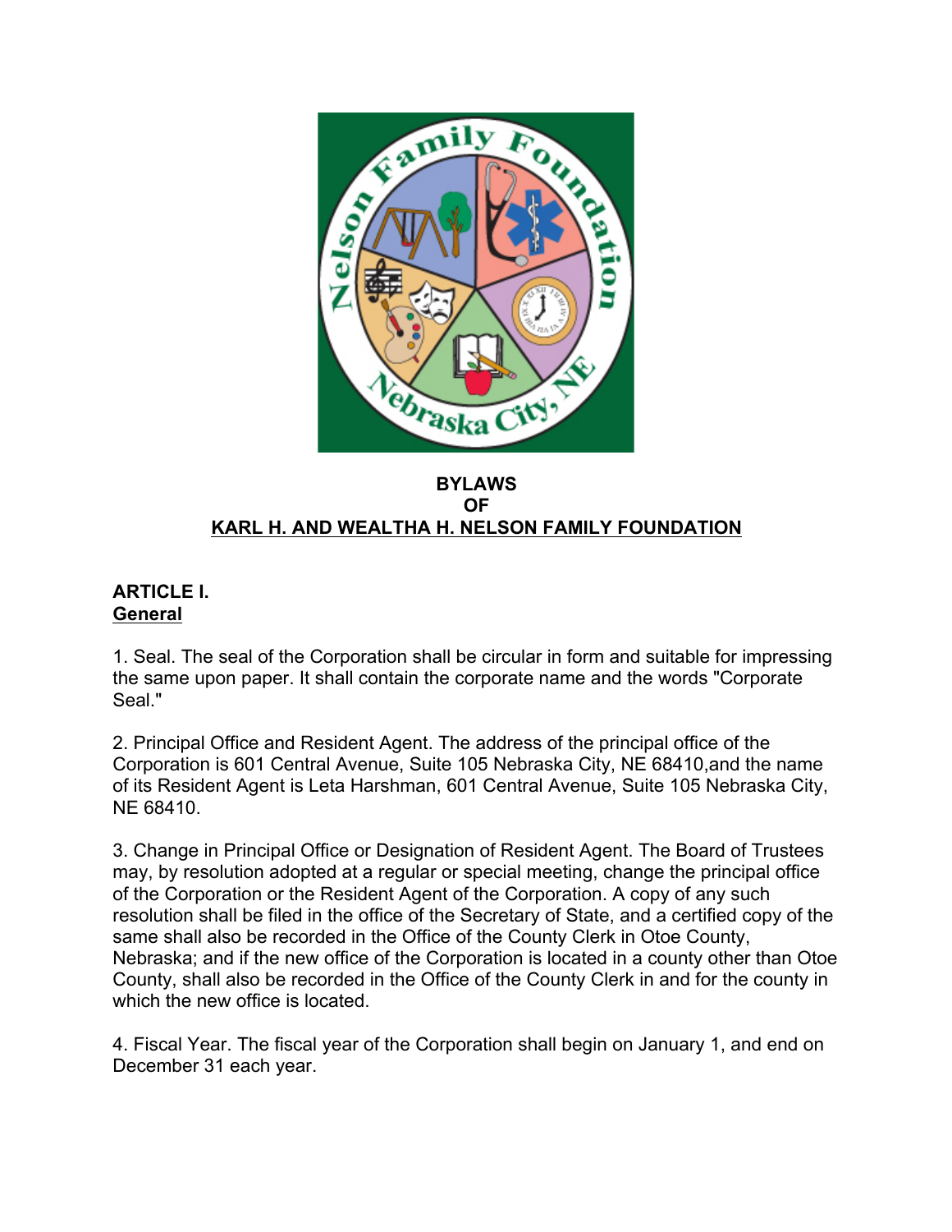# BYLAWS
# OF
# KARL H. AND WEALTHA H. NELSON FAMILY FOUNDATION

## ARTICLE I.
## General

1. Seal. The seal of the Corporation shall be circular in form and suitable for impressing the same upon paper. It shall contain the corporate name and the words "Corporate Seal."

2. Principal Office and Resident Agent. The address of the principal office of the Corporation is 601 Central Avenue, Suite 105 Nebraska City, NE 68410,and the name of its Resident Agent is Leta Harshman, 601 Central Avenue, Suite 105 Nebraska City, NE 68410.

3. Change in Principal Office or Designation of Resident Agent. The Board of Trustees may, by resolution adopted at a regular or special meeting, change the principal office of the Corporation or the Resident Agent of the Corporation. A copy of any such resolution shall be filed in the office of the Secretary of State, and a certified copy of the same shall also be recorded in the Office of the County Clerk in Otoe County, Nebraska; and if the new office of the Corporation is located in a county other than Otoe County, shall also be recorded in the Office of the County Clerk in and for the county in which the new office is located.

4. Fiscal Year. The fiscal year of the Corporation shall begin on January 1, and end on December 31 each year.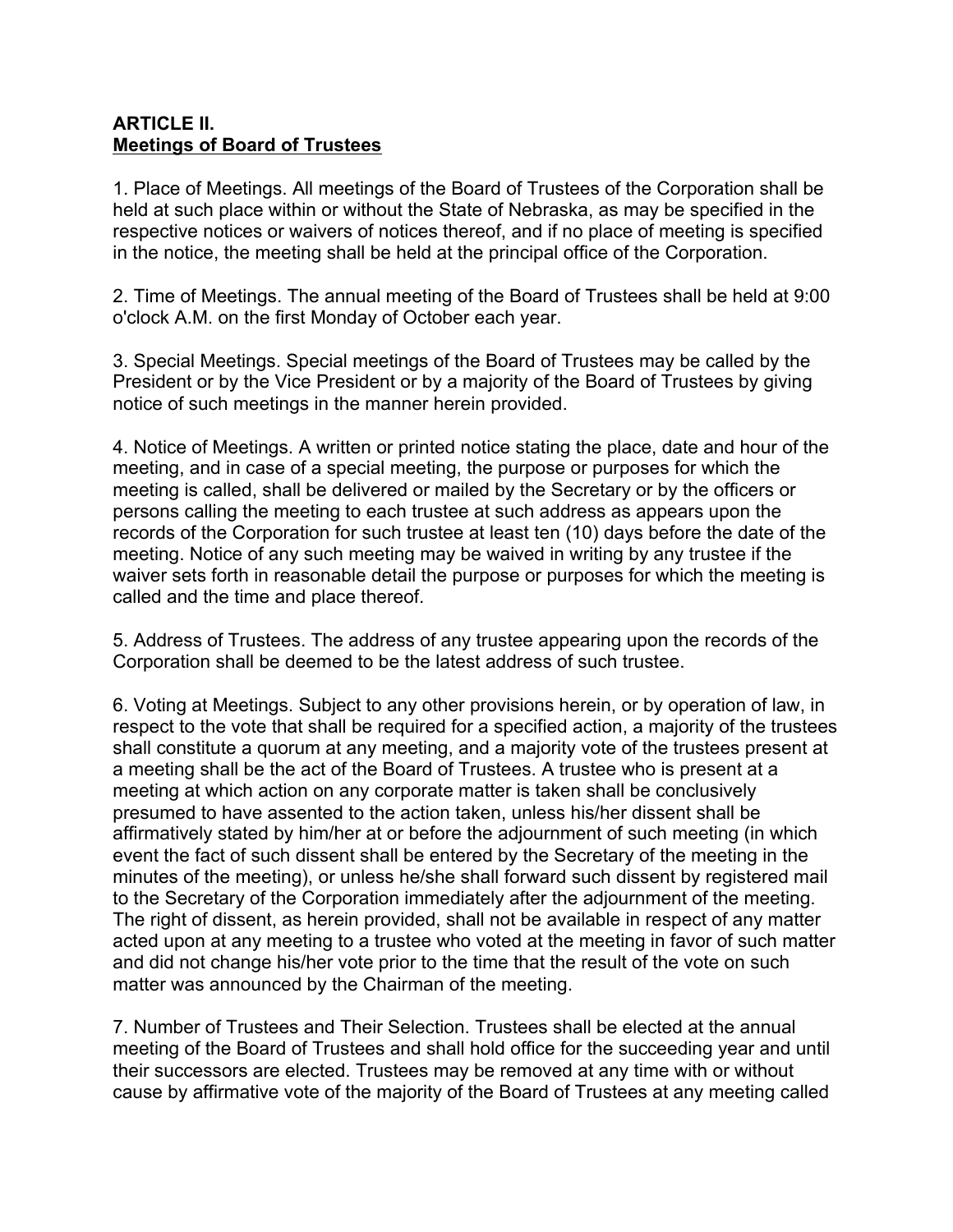**ARTICLE II.**
**Meetings of Board of Trustees**

1. Place of Meetings. All meetings of the Board of Trustees of the Corporation shall be held at such place within or without the State of Nebraska, as may be specified in the respective notices or waivers of notices thereof, and if no place of meeting is specified in the notice, the meeting shall be held at the principal office of the Corporation.

2. Time of Meetings. The annual meeting of the Board of Trustees shall be held at 9:00 o'clock A.M. on the first Monday of October each year.

3. Special Meetings. Special meetings of the Board of Trustees may be called by the President or by the Vice President or by a majority of the Board of Trustees by giving notice of such meetings in the manner herein provided.

4. Notice of Meetings. A written or printed notice stating the place, date and hour of the meeting, and in case of a special meeting, the purpose or purposes for which the meeting is called, shall be delivered or mailed by the Secretary or by the officers or persons calling the meeting to each trustee at such address as appears upon the records of the Corporation for such trustee at least ten (10) days before the date of the meeting. Notice of any such meeting may be waived in writing by any trustee if the waiver sets forth in reasonable detail the purpose or purposes for which the meeting is called and the time and place thereof.

5. Address of Trustees. The address of any trustee appearing upon the records of the Corporation shall be deemed to be the latest address of such trustee.

6. Voting at Meetings. Subject to any other provisions herein, or by operation of law, in respect to the vote that shall be required for a specified action, a majority of the trustees shall constitute a quorum at any meeting, and a majority vote of the trustees present at a meeting shall be the act of the Board of Trustees. A trustee who is present at a meeting at which action on any corporate matter is taken shall be conclusively presumed to have assented to the action taken, unless his/her dissent shall be affirmatively stated by him/her at or before the adjournment of such meeting (in which event the fact of such dissent shall be entered by the Secretary of the meeting in the minutes of the meeting), or unless he/she shall forward such dissent by registered mail to the Secretary of the Corporation immediately after the adjournment of the meeting. The right of dissent, as herein provided, shall not be available in respect of any matter acted upon at any meeting to a trustee who voted at the meeting in favor of such matter and did not change his/her vote prior to the time that the result of the vote on such matter was announced by the Chairman of the meeting.

7. Number of Trustees and Their Selection. Trustees shall be elected at the annual meeting of the Board of Trustees and shall hold office for the succeeding year and until their successors are elected. Trustees may be removed at any time with or without cause by affirmative vote of the majority of the Board of Trustees at any meeting called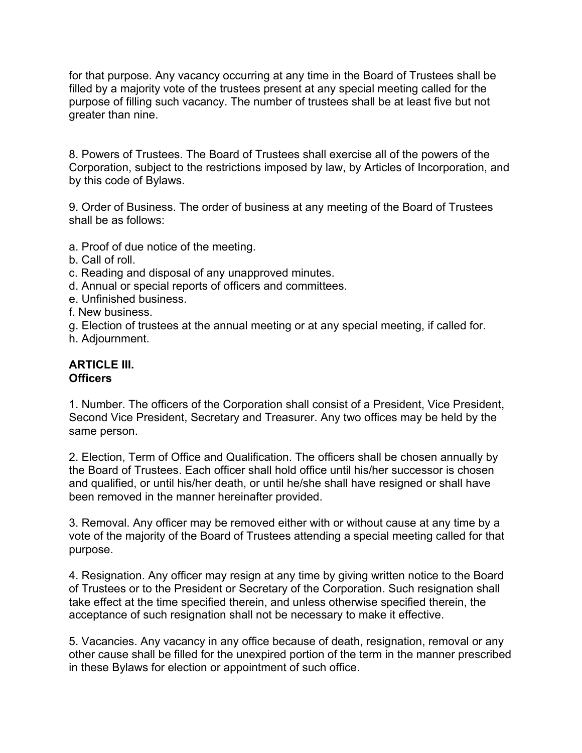for that purpose. Any vacancy occurring at any time in the Board of Trustees shall be filled by a majority vote of the trustees present at any special meeting called for the purpose of filling such vacancy. The number of trustees shall be at least five but not greater than nine.

8. Powers of Trustees. The Board of Trustees shall exercise all of the powers of the Corporation, subject to the restrictions imposed by law, by Articles of Incorporation, and by this code of Bylaws.

9. Order of Business. The order of business at any meeting of the Board of Trustees shall be as follows:

a. Proof of due notice of the meeting.
b. Call of roll.
c. Reading and disposal of any unapproved minutes.
d. Annual or special reports of officers and committees.
e. Unfinished business.
f. New business.
g. Election of trustees at the annual meeting or at any special meeting, if called for.
h. Adjournment.

## ARTICLE III.
## Officers

1. Number. The officers of the Corporation shall consist of a President, Vice President, Second Vice President, Secretary and Treasurer. Any two offices may be held by the same person.

2. Election, Term of Office and Qualification. The officers shall be chosen annually by the Board of Trustees. Each officer shall hold office until his/her successor is chosen and qualified, or until his/her death, or until he/she shall have resigned or shall have been removed in the manner hereinafter provided.

3. Removal. Any officer may be removed either with or without cause at any time by a vote of the majority of the Board of Trustees attending a special meeting called for that purpose.

4. Resignation. Any officer may resign at any time by giving written notice to the Board of Trustees or to the President or Secretary of the Corporation. Such resignation shall take effect at the time specified therein, and unless otherwise specified therein, the acceptance of such resignation shall not be necessary to make it effective.

5. Vacancies. Any vacancy in any office because of death, resignation, removal or any other cause shall be filled for the unexpired portion of the term in the manner prescribed in these Bylaws for election or appointment of such office.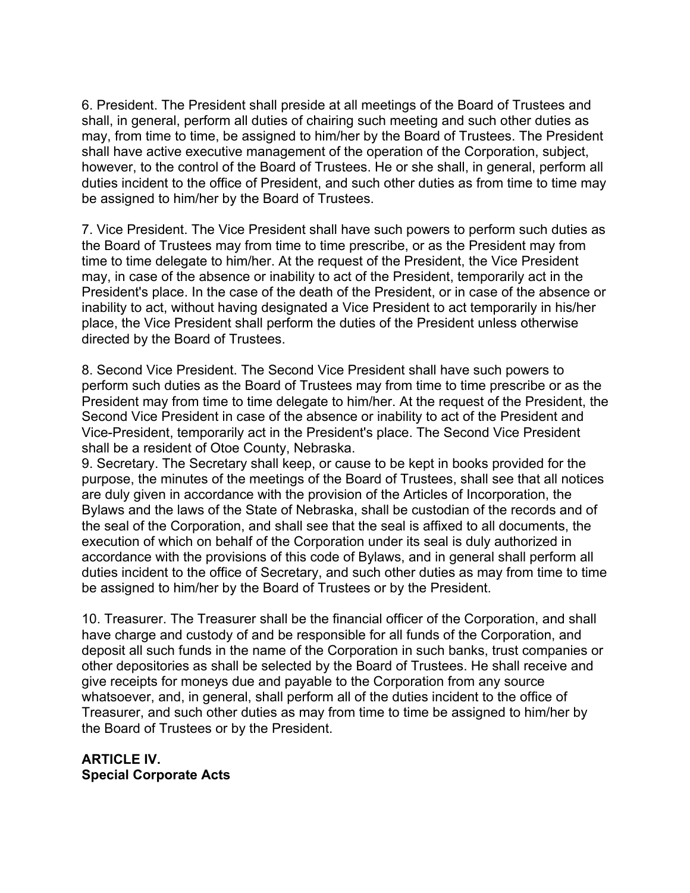6. President. The President shall preside at all meetings of the Board of Trustees and shall, in general, perform all duties of chairing such meeting and such other duties as may, from time to time, be assigned to him/her by the Board of Trustees. The President shall have active executive management of the operation of the Corporation, subject, however, to the control of the Board of Trustees. He or she shall, in general, perform all duties incident to the office of President, and such other duties as from time to time may be assigned to him/her by the Board of Trustees.

7. Vice President. The Vice President shall have such powers to perform such duties as the Board of Trustees may from time to time prescribe, or as the President may from time to time delegate to him/her. At the request of the President, the Vice President may, in case of the absence or inability to act of the President, temporarily act in the President's place. In the case of the death of the President, or in case of the absence or inability to act, without having designated a Vice President to act temporarily in his/her place, the Vice President shall perform the duties of the President unless otherwise directed by the Board of Trustees.

8. Second Vice President. The Second Vice President shall have such powers to perform such duties as the Board of Trustees may from time to time prescribe or as the President may from time to time delegate to him/her. At the request of the President, the Second Vice President in case of the absence or inability to act of the President and Vice-President, temporarily act in the President's place. The Second Vice President shall be a resident of Otoe County, Nebraska.

9. Secretary. The Secretary shall keep, or cause to be kept in books provided for the purpose, the minutes of the meetings of the Board of Trustees, shall see that all notices are duly given in accordance with the provision of the Articles of Incorporation, the Bylaws and the laws of the State of Nebraska, shall be custodian of the records and of the seal of the Corporation, and shall see that the seal is affixed to all documents, the execution of which on behalf of the Corporation under its seal is duly authorized in accordance with the provisions of this code of Bylaws, and in general shall perform all duties incident to the office of Secretary, and such other duties as may from time to time be assigned to him/her by the Board of Trustees or by the President.

10. Treasurer. The Treasurer shall be the financial officer of the Corporation, and shall have charge and custody of and be responsible for all funds of the Corporation, and deposit all such funds in the name of the Corporation in such banks, trust companies or other depositories as shall be selected by the Board of Trustees. He shall receive and give receipts for moneys due and payable to the Corporation from any source whatsoever, and, in general, shall perform all of the duties incident to the office of Treasurer, and such other duties as may from time to time be assigned to him/her by the Board of Trustees or by the President.

## ARTICLE IV.
## Special Corporate Acts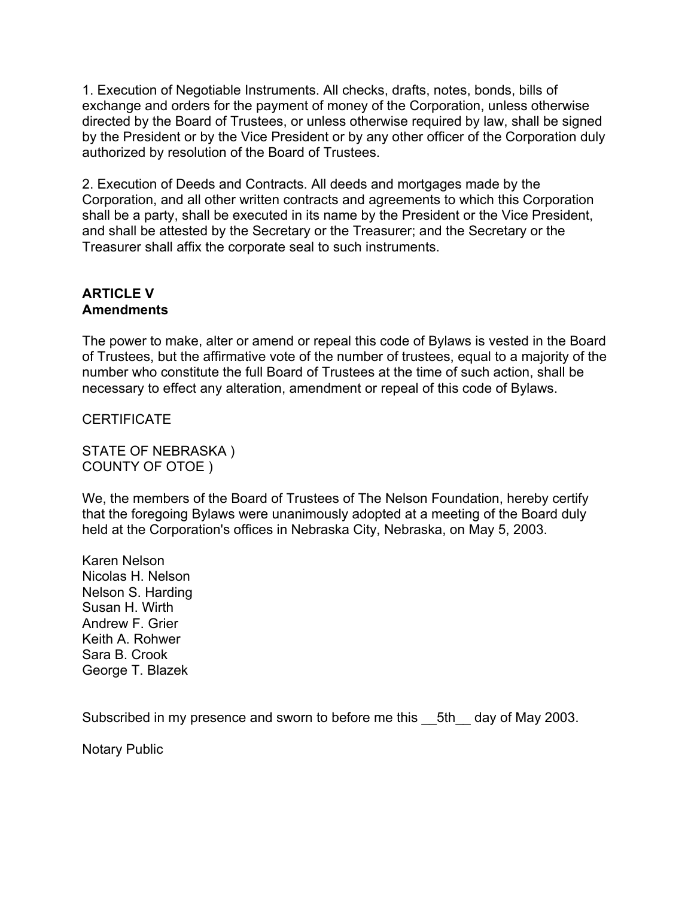1. Execution of Negotiable Instruments. All checks, drafts, notes, bonds, bills of exchange and orders for the payment of money of the Corporation, unless otherwise directed by the Board of Trustees, or unless otherwise required by law, shall be signed by the President or by the Vice President or by any other officer of the Corporation duly authorized by resolution of the Board of Trustees.

2. Execution of Deeds and Contracts. All deeds and mortgages made by the Corporation, and all other written contracts and agreements to which this Corporation shall be a party, shall be executed in its name by the President or the Vice President, and shall be attested by the Secretary or the Treasurer; and the Secretary or the Treasurer shall affix the corporate seal to such instruments.

## ARTICLE V
## Amendments

The power to make, alter or amend or repeal this code of Bylaws is vested in the Board of Trustees, but the affirmative vote of the number of trustees, equal to a majority of the number who constitute the full Board of Trustees at the time of such action, shall be necessary to effect any alteration, amendment or repeal of this code of Bylaws.

CERTIFICATE

STATE OF NEBRASKA )
COUNTY OF OTOE )

We, the members of the Board of Trustees of The Nelson Foundation, hereby certify that the foregoing Bylaws were unanimously adopted at a meeting of the Board duly held at the Corporation's offices in Nebraska City, Nebraska, on May 5, 2003.

Karen Nelson
Nicolas H. Nelson
Nelson S. Harding
Susan H. Wirth
Andrew F. Grier
Keith A. Rohwer
Sara B. Crook
George T. Blazek

Subscribed in my presence and sworn to before me this __5th__ day of May 2003.

Notary Public